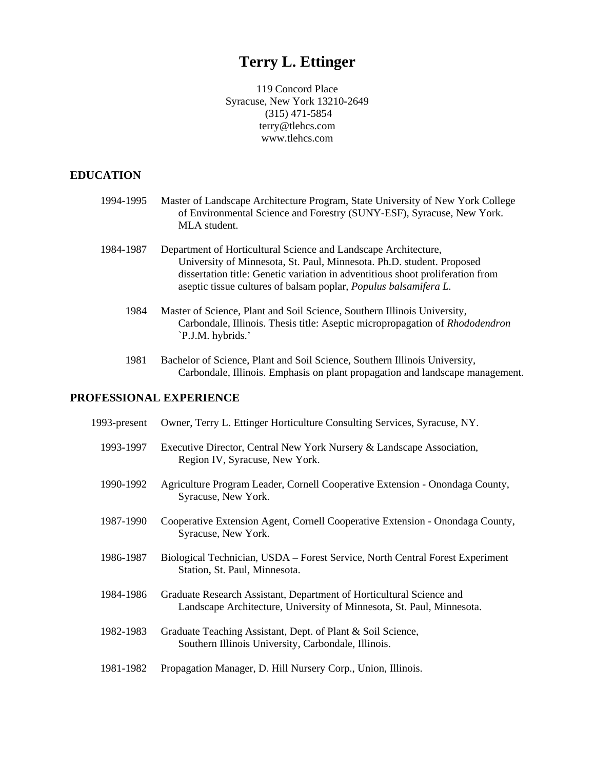# Terry L. Ettinger

119 Concord Place
Syracuse, New York 13210-2649
(315) 471-5854
terry@tlehcs.com
www.tlehcs.com

## EDUCATION

1994-1995 Master of Landscape Architecture Program, State University of New York College of Environmental Science and Forestry (SUNY-ESF), Syracuse, New York. MLA student.

1984-1987 Department of Horticultural Science and Landscape Architecture, University of Minnesota, St. Paul, Minnesota. Ph.D. student. Proposed dissertation title: Genetic variation in adventitious shoot proliferation from aseptic tissue cultures of balsam poplar, *Populus balsamifera L.*

1984 Master of Science, Plant and Soil Science, Southern Illinois University, Carbondale, Illinois. Thesis title: Aseptic micropropagation of *Rhododendron* `P.J.M. hybrids.'

1981 Bachelor of Science, Plant and Soil Science, Southern Illinois University, Carbondale, Illinois. Emphasis on plant propagation and landscape management.

## PROFESSIONAL EXPERIENCE

1993-present Owner, Terry L. Ettinger Horticulture Consulting Services, Syracuse, NY.

1993-1997 Executive Director, Central New York Nursery & Landscape Association, Region IV, Syracuse, New York.

1990-1992 Agriculture Program Leader, Cornell Cooperative Extension - Onondaga County, Syracuse, New York.

1987-1990 Cooperative Extension Agent, Cornell Cooperative Extension - Onondaga County, Syracuse, New York.

1986-1987 Biological Technician, USDA – Forest Service, North Central Forest Experiment Station, St. Paul, Minnesota.

1984-1986 Graduate Research Assistant, Department of Horticultural Science and Landscape Architecture, University of Minnesota, St. Paul, Minnesota.

1982-1983 Graduate Teaching Assistant, Dept. of Plant & Soil Science, Southern Illinois University, Carbondale, Illinois.

1981-1982 Propagation Manager, D. Hill Nursery Corp., Union, Illinois.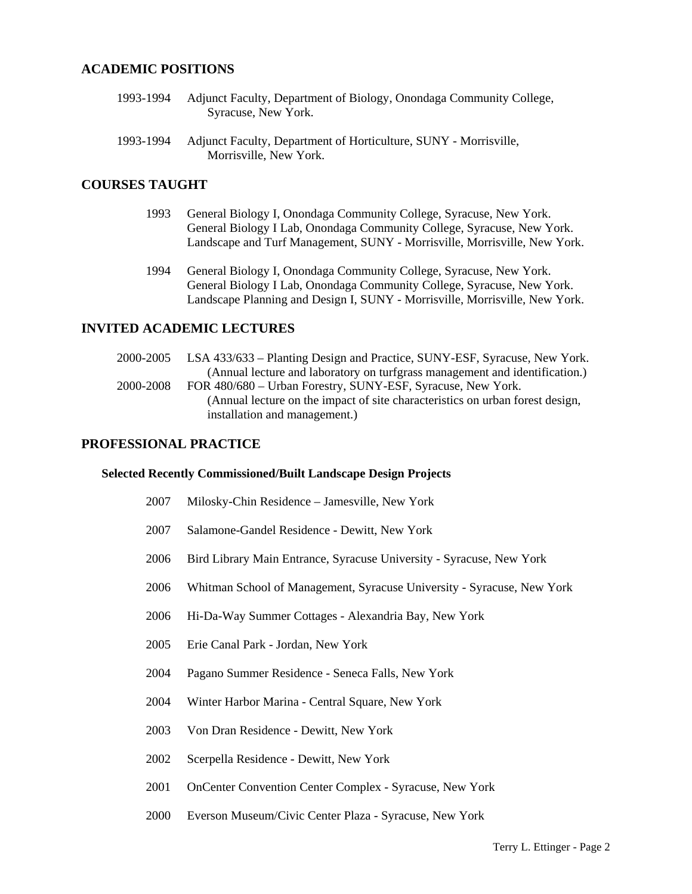## ACADEMIC POSITIONS

1993-1994 Adjunct Faculty, Department of Biology, Onondaga Community College, Syracuse, New York.

1993-1994 Adjunct Faculty, Department of Horticulture, SUNY - Morrisville, Morrisville, New York.

## COURSES TAUGHT

1993 General Biology I, Onondaga Community College, Syracuse, New York.
General Biology I Lab, Onondaga Community College, Syracuse, New York.
Landscape and Turf Management, SUNY - Morrisville, Morrisville, New York.

1994 General Biology I, Onondaga Community College, Syracuse, New York.
General Biology I Lab, Onondaga Community College, Syracuse, New York.
Landscape Planning and Design I, SUNY - Morrisville, Morrisville, New York.

## INVITED ACADEMIC LECTURES

2000-2005 LSA 433/633 – Planting Design and Practice, SUNY-ESF, Syracuse, New York. (Annual lecture and laboratory on turfgrass management and identification.)

2000-2008 FOR 480/680 – Urban Forestry, SUNY-ESF, Syracuse, New York. (Annual lecture on the impact of site characteristics on urban forest design, installation and management.)

## PROFESSIONAL PRACTICE

### Selected Recently Commissioned/Built Landscape Design Projects

2007 Milosky-Chin Residence – Jamesville, New York

2007 Salamone-Gandel Residence - Dewitt, New York

2006 Bird Library Main Entrance, Syracuse University - Syracuse, New York

2006 Whitman School of Management, Syracuse University - Syracuse, New York

2006 Hi-Da-Way Summer Cottages - Alexandria Bay, New York

2005 Erie Canal Park - Jordan, New York

2004 Pagano Summer Residence - Seneca Falls, New York

2004 Winter Harbor Marina - Central Square, New York

2003 Von Dran Residence - Dewitt, New York

2002 Scerpella Residence - Dewitt, New York

2001 OnCenter Convention Center Complex - Syracuse, New York

2000 Everson Museum/Civic Center Plaza - Syracuse, New York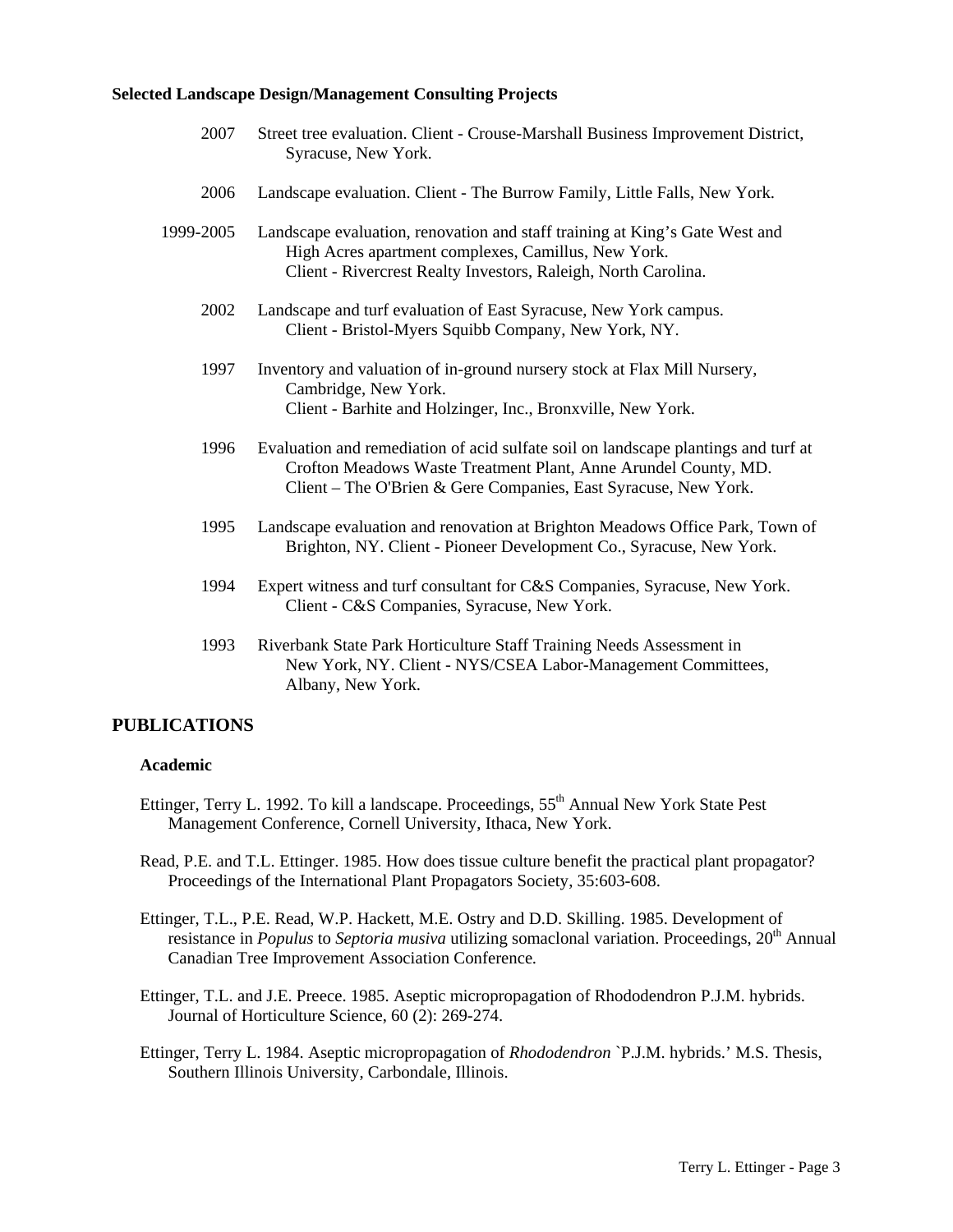**Selected Landscape Design/Management Consulting Projects**

2007 Street tree evaluation. Client - Crouse-Marshall Business Improvement District, Syracuse, New York.

2006 Landscape evaluation. Client - The Burrow Family, Little Falls, New York.

1999-2005 Landscape evaluation, renovation and staff training at King's Gate West and High Acres apartment complexes, Camillus, New York. Client - Rivercrest Realty Investors, Raleigh, North Carolina.

2002 Landscape and turf evaluation of East Syracuse, New York campus. Client - Bristol-Myers Squibb Company, New York, NY.

1997 Inventory and valuation of in-ground nursery stock at Flax Mill Nursery, Cambridge, New York. Client - Barhite and Holzinger, Inc., Bronxville, New York.

1996 Evaluation and remediation of acid sulfate soil on landscape plantings and turf at Crofton Meadows Waste Treatment Plant, Anne Arundel County, MD. Client – The O'Brien & Gere Companies, East Syracuse, New York.

1995 Landscape evaluation and renovation at Brighton Meadows Office Park, Town of Brighton, NY. Client - Pioneer Development Co., Syracuse, New York.

1994 Expert witness and turf consultant for C&S Companies, Syracuse, New York. Client - C&S Companies, Syracuse, New York.

1993 Riverbank State Park Horticulture Staff Training Needs Assessment in New York, NY. Client - NYS/CSEA Labor-Management Committees, Albany, New York.

## PUBLICATIONS

### Academic

Ettinger, Terry L. 1992. To kill a landscape. Proceedings, 55th Annual New York State Pest Management Conference, Cornell University, Ithaca, New York.

Read, P.E. and T.L. Ettinger. 1985. How does tissue culture benefit the practical plant propagator? Proceedings of the International Plant Propagators Society, 35:603-608.

Ettinger, T.L., P.E. Read, W.P. Hackett, M.E. Ostry and D.D. Skilling. 1985. Development of resistance in *Populus* to *Septoria musiva* utilizing somaclonal variation. Proceedings, 20th Annual Canadian Tree Improvement Association Conference.

Ettinger, T.L. and J.E. Preece. 1985. Aseptic micropropagation of Rhododendron P.J.M. hybrids. Journal of Horticulture Science, 60 (2): 269-274.

Ettinger, Terry L. 1984. Aseptic micropropagation of *Rhododendron* `P.J.M. hybrids.' M.S. Thesis, Southern Illinois University, Carbondale, Illinois.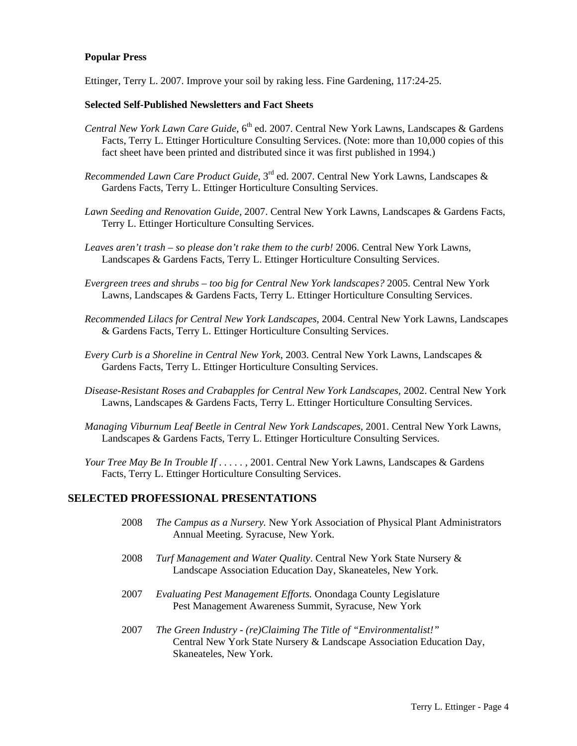### Popular Press

Ettinger, Terry L. 2007. Improve your soil by raking less. Fine Gardening, 117:24-25.

### Selected Self-Published Newsletters and Fact Sheets

*Central New York Lawn Care Guide*, 6th ed. 2007. Central New York Lawns, Landscapes & Gardens Facts, Terry L. Ettinger Horticulture Consulting Services. (Note: more than 10,000 copies of this fact sheet have been printed and distributed since it was first published in 1994.)

*Recommended Lawn Care Product Guide*, 3rd ed. 2007. Central New York Lawns, Landscapes & Gardens Facts, Terry L. Ettinger Horticulture Consulting Services.

*Lawn Seeding and Renovation Guide*, 2007. Central New York Lawns, Landscapes & Gardens Facts, Terry L. Ettinger Horticulture Consulting Services.

*Leaves aren't trash – so please don't rake them to the curb!* 2006. Central New York Lawns, Landscapes & Gardens Facts, Terry L. Ettinger Horticulture Consulting Services.

*Evergreen trees and shrubs – too big for Central New York landscapes?* 2005. Central New York Lawns, Landscapes & Gardens Facts, Terry L. Ettinger Horticulture Consulting Services.

*Recommended Lilacs for Central New York Landscapes*, 2004. Central New York Lawns, Landscapes & Gardens Facts, Terry L. Ettinger Horticulture Consulting Services.

*Every Curb is a Shoreline in Central New York*, 2003. Central New York Lawns, Landscapes & Gardens Facts, Terry L. Ettinger Horticulture Consulting Services.

*Disease-Resistant Roses and Crabapples for Central New York Landscapes*, 2002. Central New York Lawns, Landscapes & Gardens Facts, Terry L. Ettinger Horticulture Consulting Services.

*Managing Viburnum Leaf Beetle in Central New York Landscapes*, 2001. Central New York Lawns, Landscapes & Gardens Facts, Terry L. Ettinger Horticulture Consulting Services.

*Your Tree May Be In Trouble If . . . . .* , 2001. Central New York Lawns, Landscapes & Gardens Facts, Terry L. Ettinger Horticulture Consulting Services.

## SELECTED PROFESSIONAL PRESENTATIONS

2008 *The Campus as a Nursery.* New York Association of Physical Plant Administrators Annual Meeting. Syracuse, New York.

2008 *Turf Management and Water Quality*. Central New York State Nursery & Landscape Association Education Day, Skaneateles, New York.

2007 *Evaluating Pest Management Efforts.* Onondaga County Legislature Pest Management Awareness Summit, Syracuse, New York

2007 *The Green Industry - (re)Claiming The Title of "Environmentalist!"* Central New York State Nursery & Landscape Association Education Day, Skaneateles, New York.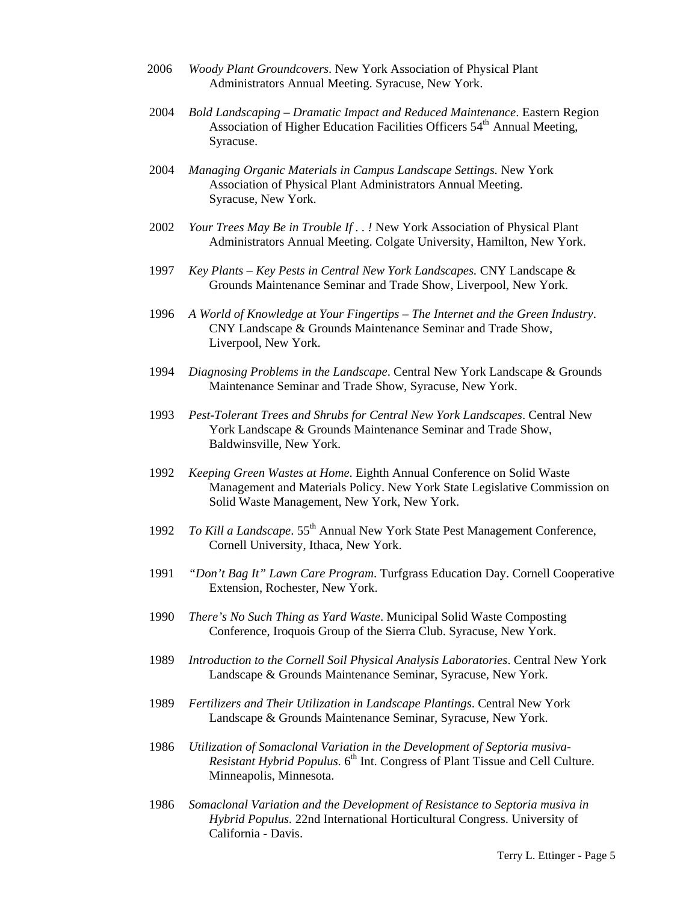2006 *Woody Plant Groundcovers*. New York Association of Physical Plant Administrators Annual Meeting. Syracuse, New York.

2004 *Bold Landscaping – Dramatic Impact and Reduced Maintenance*. Eastern Region Association of Higher Education Facilities Officers 54th Annual Meeting, Syracuse.

2004 *Managing Organic Materials in Campus Landscape Settings.* New York Association of Physical Plant Administrators Annual Meeting. Syracuse, New York.

2002 *Your Trees May Be in Trouble If . . !* New York Association of Physical Plant Administrators Annual Meeting. Colgate University, Hamilton, New York.

1997 *Key Plants – Key Pests in Central New York Landscapes.* CNY Landscape & Grounds Maintenance Seminar and Trade Show, Liverpool, New York.

1996 *A World of Knowledge at Your Fingertips – The Internet and the Green Industry*. CNY Landscape & Grounds Maintenance Seminar and Trade Show, Liverpool, New York.

1994 *Diagnosing Problems in the Landscape*. Central New York Landscape & Grounds Maintenance Seminar and Trade Show, Syracuse, New York.

1993 *Pest-Tolerant Trees and Shrubs for Central New York Landscapes*. Central New York Landscape & Grounds Maintenance Seminar and Trade Show, Baldwinsville, New York.

1992 *Keeping Green Wastes at Home*. Eighth Annual Conference on Solid Waste Management and Materials Policy. New York State Legislative Commission on Solid Waste Management, New York, New York.

1992 *To Kill a Landscape*. 55th Annual New York State Pest Management Conference, Cornell University, Ithaca, New York.

1991 *"Don't Bag It" Lawn Care Program*. Turfgrass Education Day. Cornell Cooperative Extension, Rochester, New York.

1990 *There's No Such Thing as Yard Waste*. Municipal Solid Waste Composting Conference, Iroquois Group of the Sierra Club. Syracuse, New York.

1989 *Introduction to the Cornell Soil Physical Analysis Laboratories*. Central New York Landscape & Grounds Maintenance Seminar, Syracuse, New York.

1989 *Fertilizers and Their Utilization in Landscape Plantings*. Central New York Landscape & Grounds Maintenance Seminar, Syracuse, New York.

1986 *Utilization of Somaclonal Variation in the Development of Septoria musiva-Resistant Hybrid Populus.* 6th Int. Congress of Plant Tissue and Cell Culture. Minneapolis, Minnesota.

1986 *Somaclonal Variation and the Development of Resistance to Septoria musiva in Hybrid Populus.* 22nd International Horticultural Congress. University of California - Davis.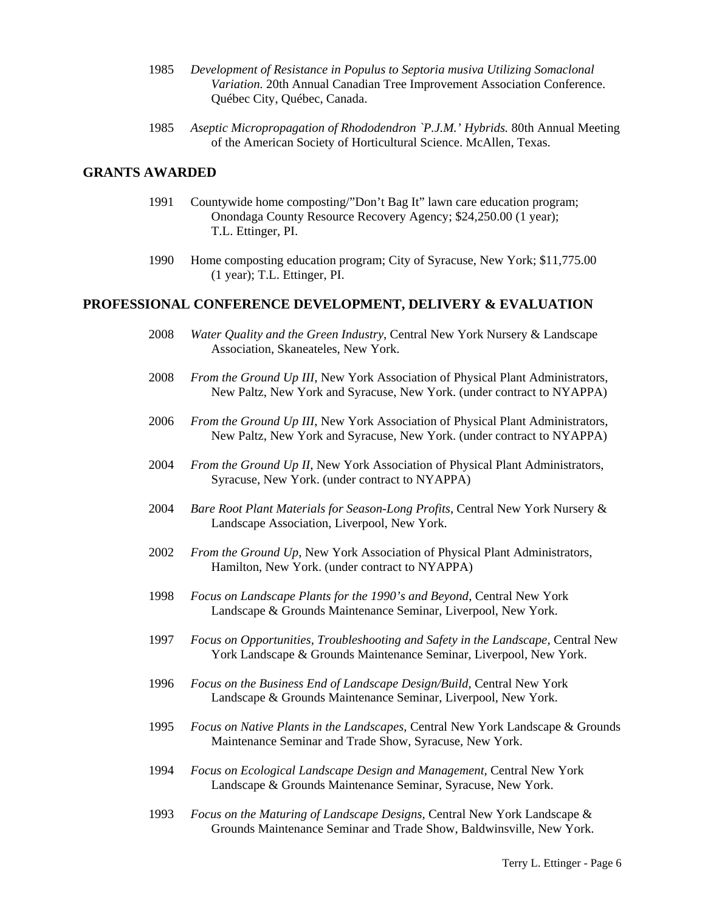1985 *Development of Resistance in Populus to Septoria musiva Utilizing Somaclonal Variation.* 20th Annual Canadian Tree Improvement Association Conference. Québec City, Québec, Canada.

1985 *Aseptic Micropropagation of Rhododendron `P.J.M.' Hybrids.* 80th Annual Meeting of the American Society of Horticultural Science. McAllen, Texas.

## GRANTS AWARDED

1991 Countywide home composting/"Don't Bag It" lawn care education program; Onondaga County Resource Recovery Agency; $24,250.00 (1 year); T.L. Ettinger, PI.

1990 Home composting education program; City of Syracuse, New York; $11,775.00 (1 year); T.L. Ettinger, PI.

## PROFESSIONAL CONFERENCE DEVELOPMENT, DELIVERY & EVALUATION

2008 *Water Quality and the Green Industry*, Central New York Nursery & Landscape Association, Skaneateles, New York.

2008 *From the Ground Up III*, New York Association of Physical Plant Administrators, New Paltz, New York and Syracuse, New York. (under contract to NYAPPA)

2006 *From the Ground Up III*, New York Association of Physical Plant Administrators, New Paltz, New York and Syracuse, New York. (under contract to NYAPPA)

2004 *From the Ground Up II*, New York Association of Physical Plant Administrators, Syracuse, New York. (under contract to NYAPPA)

2004 *Bare Root Plant Materials for Season-Long Profits*, Central New York Nursery & Landscape Association, Liverpool, New York.

2002 *From the Ground Up*, New York Association of Physical Plant Administrators, Hamilton, New York. (under contract to NYAPPA)

1998 *Focus on Landscape Plants for the 1990's and Beyond*, Central New York Landscape & Grounds Maintenance Seminar, Liverpool, New York.

1997 *Focus on Opportunities, Troubleshooting and Safety in the Landscape,* Central New York Landscape & Grounds Maintenance Seminar, Liverpool, New York.

1996 *Focus on the Business End of Landscape Design/Build*, Central New York Landscape & Grounds Maintenance Seminar, Liverpool, New York.

1995 *Focus on Native Plants in the Landscapes,* Central New York Landscape & Grounds Maintenance Seminar and Trade Show, Syracuse, New York.

1994 *Focus on Ecological Landscape Design and Management,* Central New York Landscape & Grounds Maintenance Seminar, Syracuse, New York.

1993 *Focus on the Maturing of Landscape Designs*, Central New York Landscape & Grounds Maintenance Seminar and Trade Show, Baldwinsville, New York.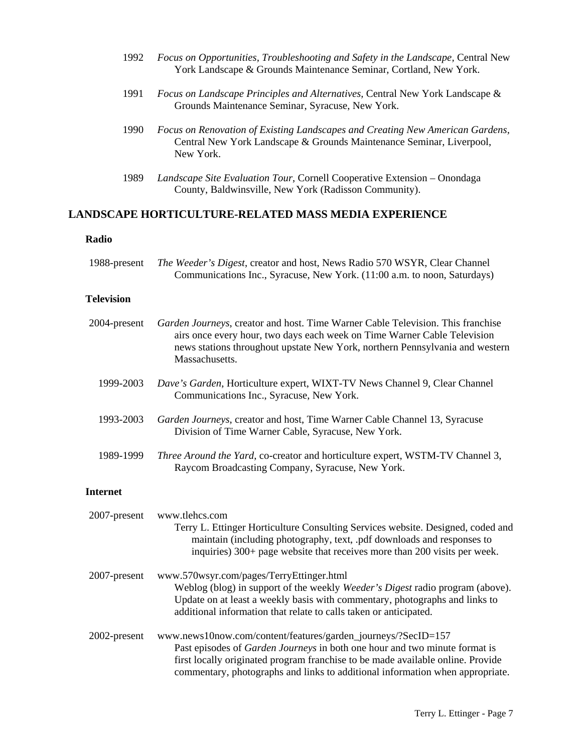1992 *Focus on Opportunities, Troubleshooting and Safety in the Landscape,* Central New York Landscape & Grounds Maintenance Seminar, Cortland, New York.

1991 *Focus on Landscape Principles and Alternatives,* Central New York Landscape & Grounds Maintenance Seminar, Syracuse, New York.

1990 *Focus on Renovation of Existing Landscapes and Creating New American Gardens,* Central New York Landscape & Grounds Maintenance Seminar, Liverpool, New York.

1989 *Landscape Site Evaluation Tour*, Cornell Cooperative Extension – Onondaga County, Baldwinsville, New York (Radisson Community).

## LANDSCAPE HORTICULTURE-RELATED MASS MEDIA EXPERIENCE

### Radio

1988-present *The Weeder's Digest*, creator and host, News Radio 570 WSYR, Clear Channel Communications Inc., Syracuse, New York. (11:00 a.m. to noon, Saturdays)

### Television

2004-present *Garden Journeys*, creator and host. Time Warner Cable Television. This franchise airs once every hour, two days each week on Time Warner Cable Television news stations throughout upstate New York, northern Pennsylvania and western Massachusetts.

1999-2003 *Dave's Garden*, Horticulture expert, WIXT-TV News Channel 9, Clear Channel Communications Inc., Syracuse, New York.

1993-2003 *Garden Journeys*, creator and host, Time Warner Cable Channel 13, Syracuse Division of Time Warner Cable, Syracuse, New York.

1989-1999 *Three Around the Yard*, co-creator and horticulture expert, WSTM-TV Channel 3, Raycom Broadcasting Company, Syracuse, New York.

### Internet

2007-present www.tlehcs.com
Terry L. Ettinger Horticulture Consulting Services website. Designed, coded and maintain (including photography, text, .pdf downloads and responses to inquiries) 300+ page website that receives more than 200 visits per week.

2007-present www.570wsyr.com/pages/TerryEttinger.html
Weblog (blog) in support of the weekly *Weeder's Digest* radio program (above). Update on at least a weekly basis with commentary, photographs and links to additional information that relate to calls taken or anticipated.

2002-present www.news10now.com/content/features/garden_journeys/?SecID=157
Past episodes of *Garden Journeys* in both one hour and two minute format is first locally originated program franchise to be made available online. Provide commentary, photographs and links to additional information when appropriate.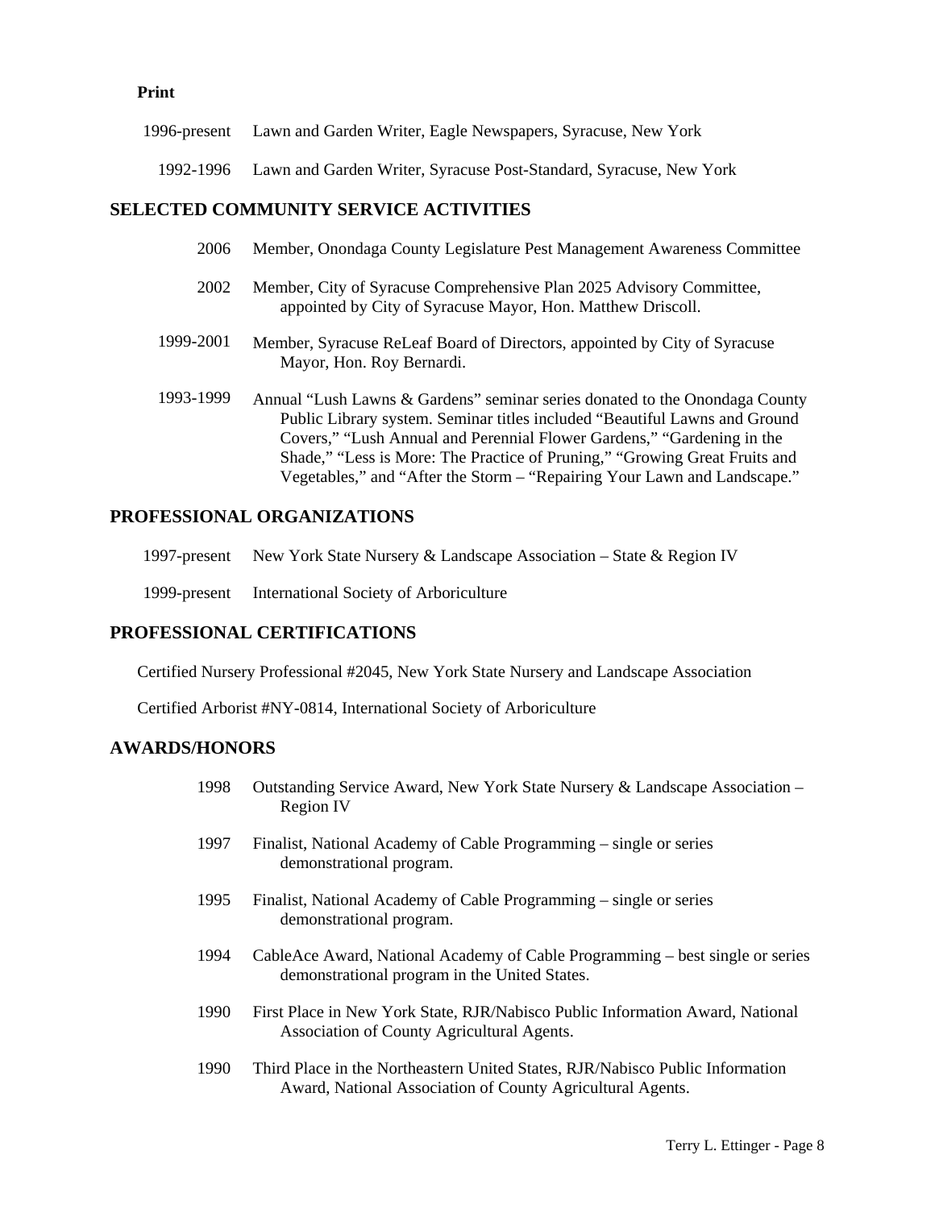**Print**

1996-present Lawn and Garden Writer, Eagle Newspapers, Syracuse, New York

1992-1996 Lawn and Garden Writer, Syracuse Post-Standard, Syracuse, New York

## SELECTED COMMUNITY SERVICE ACTIVITIES

2006 Member, Onondaga County Legislature Pest Management Awareness Committee

2002 Member, City of Syracuse Comprehensive Plan 2025 Advisory Committee, appointed by City of Syracuse Mayor, Hon. Matthew Driscoll.

1999-2001 Member, Syracuse ReLeaf Board of Directors, appointed by City of Syracuse Mayor, Hon. Roy Bernardi.

1993-1999 Annual "Lush Lawns & Gardens" seminar series donated to the Onondaga County Public Library system. Seminar titles included "Beautiful Lawns and Ground Covers," "Lush Annual and Perennial Flower Gardens," "Gardening in the Shade," "Less is More: The Practice of Pruning," "Growing Great Fruits and Vegetables," and "After the Storm – "Repairing Your Lawn and Landscape."

## PROFESSIONAL ORGANIZATIONS

1997-present New York State Nursery & Landscape Association – State & Region IV

1999-present International Society of Arboriculture

## PROFESSIONAL CERTIFICATIONS

Certified Nursery Professional #2045, New York State Nursery and Landscape Association

Certified Arborist #NY-0814, International Society of Arboriculture

## AWARDS/HONORS

1998 Outstanding Service Award, New York State Nursery & Landscape Association – Region IV

1997 Finalist, National Academy of Cable Programming – single or series demonstrational program.

1995 Finalist, National Academy of Cable Programming – single or series demonstrational program.

1994 CableAce Award, National Academy of Cable Programming – best single or series demonstrational program in the United States.

1990 First Place in New York State, RJR/Nabisco Public Information Award, National Association of County Agricultural Agents.

1990 Third Place in the Northeastern United States, RJR/Nabisco Public Information Award, National Association of County Agricultural Agents.